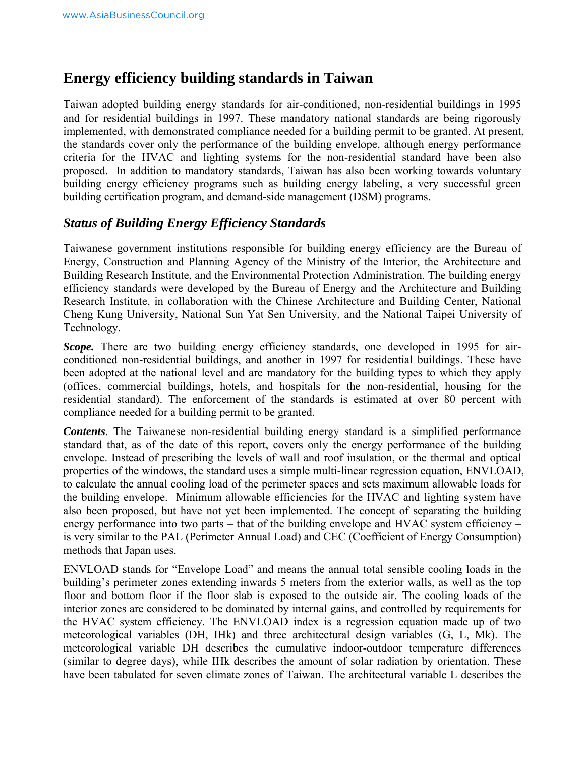# Energy efficiency building standards in Taiwan

Taiwan adopted building energy standards for air-conditioned, non-residential buildings in 1995 and for residential buildings in 1997. These mandatory national standards are being rigorously implemented, with demonstrated compliance needed for a building permit to be granted. At present, the standards cover only the performance of the building envelope, although energy performance criteria for the HVAC and lighting systems for the non-residential standard have been also proposed. In addition to mandatory standards, Taiwan has also been working towards voluntary building energy efficiency programs such as building energy labeling, a very successful green building certification program, and demand-side management (DSM) programs.

## *Status of Building Energy Efficiency Standards*

Taiwanese government institutions responsible for building energy efficiency are the Bureau of Energy, Construction and Planning Agency of the Ministry of the Interior, the Architecture and Building Research Institute, and the Environmental Protection Administration. The building energy efficiency standards were developed by the Bureau of Energy and the Architecture and Building Research Institute, in collaboration with the Chinese Architecture and Building Center, National Cheng Kung University, National Sun Yat Sen University, and the National Taipei University of Technology.

***Scope.*** There are two building energy efficiency standards, one developed in 1995 for air-conditioned non-residential buildings, and another in 1997 for residential buildings. These have been adopted at the national level and are mandatory for the building types to which they apply (offices, commercial buildings, hotels, and hospitals for the non-residential, housing for the residential standard). The enforcement of the standards is estimated at over 80 percent with compliance needed for a building permit to be granted.

***Contents***. The Taiwanese non-residential building energy standard is a simplified performance standard that, as of the date of this report, covers only the energy performance of the building envelope. Instead of prescribing the levels of wall and roof insulation, or the thermal and optical properties of the windows, the standard uses a simple multi-linear regression equation, ENVLOAD, to calculate the annual cooling load of the perimeter spaces and sets maximum allowable loads for the building envelope. Minimum allowable efficiencies for the HVAC and lighting system have also been proposed, but have not yet been implemented. The concept of separating the building energy performance into two parts – that of the building envelope and HVAC system efficiency – is very similar to the PAL (Perimeter Annual Load) and CEC (Coefficient of Energy Consumption) methods that Japan uses.

ENVLOAD stands for "Envelope Load" and means the annual total sensible cooling loads in the building's perimeter zones extending inwards 5 meters from the exterior walls, as well as the top floor and bottom floor if the floor slab is exposed to the outside air. The cooling loads of the interior zones are considered to be dominated by internal gains, and controlled by requirements for the HVAC system efficiency. The ENVLOAD index is a regression equation made up of two meteorological variables (DH, IHk) and three architectural design variables (G, L, Mk). The meteorological variable DH describes the cumulative indoor-outdoor temperature differences (similar to degree days), while IHk describes the amount of solar radiation by orientation. These have been tabulated for seven climate zones of Taiwan. The architectural variable L describes the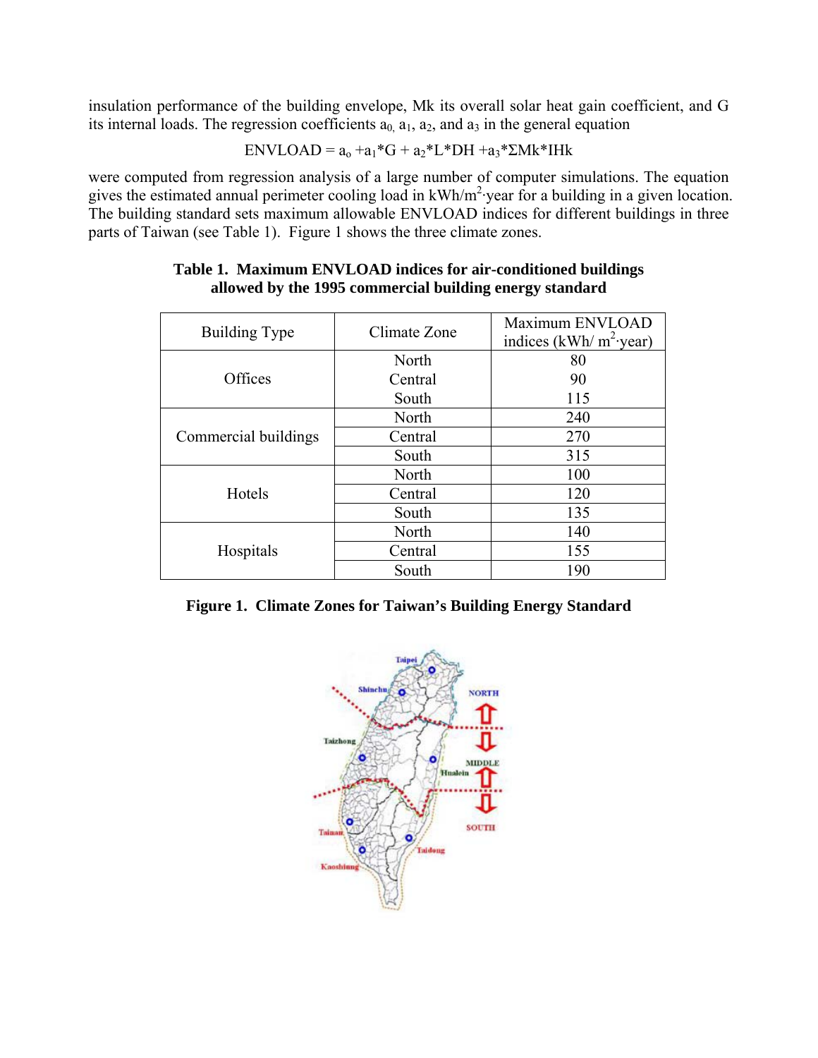insulation performance of the building envelope, Mk its overall solar heat gain coefficient, and G its internal loads. The regression coefficients $a_0$, $a_1$, $a_2$, and $a_3$ in the general equation

$$ENVLOAD = a_o + a_1 * G + a_2 * L * DH + a_3 * \Sigma Mk * IHk$$

were computed from regression analysis of a large number of computer simulations. The equation gives the estimated annual perimeter cooling load in kWh/$m^2$·year for a building in a given location. The building standard sets maximum allowable ENVLOAD indices for different buildings in three parts of Taiwan (see Table 1). Figure 1 shows the three climate zones.

**Table 1. Maximum ENVLOAD indices for air-conditioned buildings allowed by the 1995 commercial building energy standard**

| Building Type | Climate Zone | Maximum ENVLOAD indices (kWh/ $m^2$·year) |
|---|---|---|
| Offices | North | 80 |
| | Central | 90 |
| | South | 115 |
| Commercial buildings | North | 240 |
| | Central | 270 |
| | South | 315 |
| Hotels | North | 100 |
| | Central | 120 |
| | South | 135 |
| Hospitals | North | 140 |
| | Central | 155 |
| | South | 190 |

**Figure 1. Climate Zones for Taiwan's Building Energy Standard**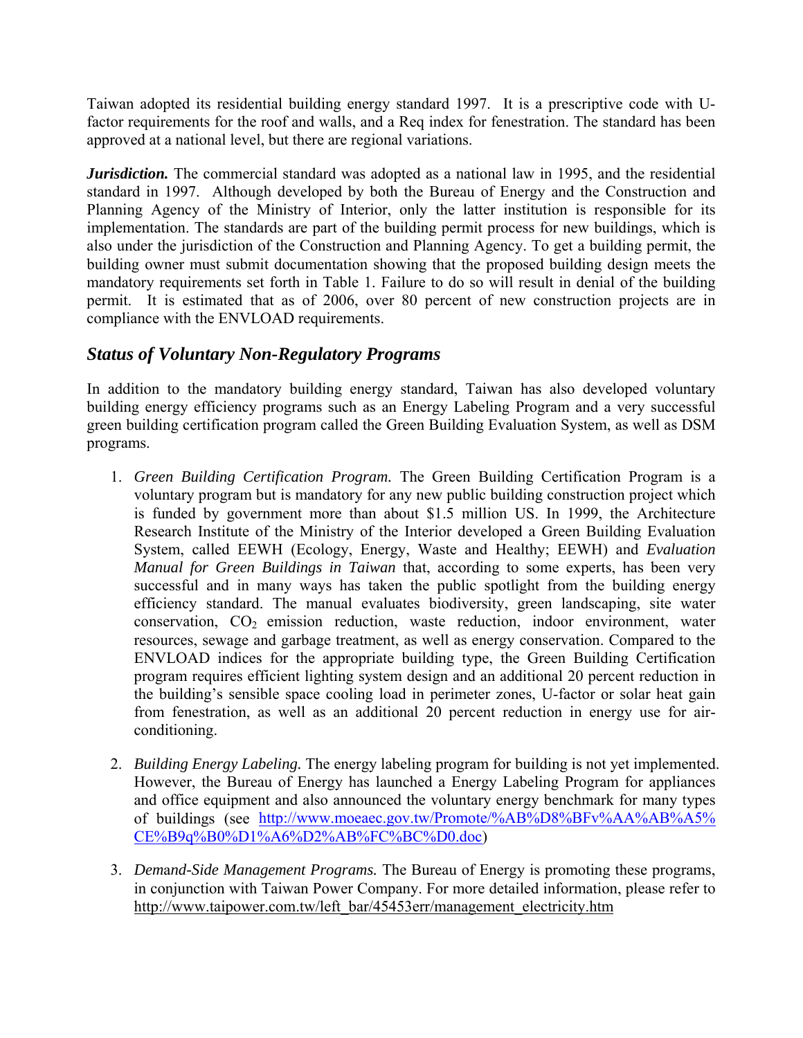Taiwan adopted its residential building energy standard 1997. It is a prescriptive code with U-factor requirements for the roof and walls, and a Req index for fenestration. The standard has been approved at a national level, but there are regional variations.

***Jurisdiction.*** The commercial standard was adopted as a national law in 1995, and the residential standard in 1997. Although developed by both the Bureau of Energy and the Construction and Planning Agency of the Ministry of Interior, only the latter institution is responsible for its implementation. The standards are part of the building permit process for new buildings, which is also under the jurisdiction of the Construction and Planning Agency. To get a building permit, the building owner must submit documentation showing that the proposed building design meets the mandatory requirements set forth in Table 1. Failure to do so will result in denial of the building permit. It is estimated that as of 2006, over 80 percent of new construction projects are in compliance with the ENVLOAD requirements.

## *Status of Voluntary Non-Regulatory Programs*

In addition to the mandatory building energy standard, Taiwan has also developed voluntary building energy efficiency programs such as an Energy Labeling Program and a very successful green building certification program called the Green Building Evaluation System, as well as DSM programs.

1. *Green Building Certification Program.* The Green Building Certification Program is a voluntary program but is mandatory for any new public building construction project which is funded by government more than about $1.5 million US. In 1999, the Architecture Research Institute of the Ministry of the Interior developed a Green Building Evaluation System, called EEWH (Ecology, Energy, Waste and Healthy; EEWH) and *Evaluation Manual for Green Buildings in Taiwan* that, according to some experts, has been very successful and in many ways has taken the public spotlight from the building energy efficiency standard. The manual evaluates biodiversity, green landscaping, site water conservation, $CO_2$ emission reduction, waste reduction, indoor environment, water resources, sewage and garbage treatment, as well as energy conservation. Compared to the ENVLOAD indices for the appropriate building type, the Green Building Certification program requires efficient lighting system design and an additional 20 percent reduction in the building's sensible space cooling load in perimeter zones, U-factor or solar heat gain from fenestration, as well as an additional 20 percent reduction in energy use for air-conditioning.

2. *Building Energy Labeling.* The energy labeling program for building is not yet implemented. However, the Bureau of Energy has launched a Energy Labeling Program for appliances and office equipment and also announced the voluntary energy benchmark for many types of buildings (see http://www.moeaec.gov.tw/Promote/%AB%D8%BFv%AA%AB%A5%CE%B9q%B0%D1%A6%D2%AB%FC%BC%D0.doc)

3. *Demand-Side Management Programs.* The Bureau of Energy is promoting these programs, in conjunction with Taiwan Power Company. For more detailed information, please refer to http://www.taipower.com.tw/left_bar/45453err/management_electricity.htm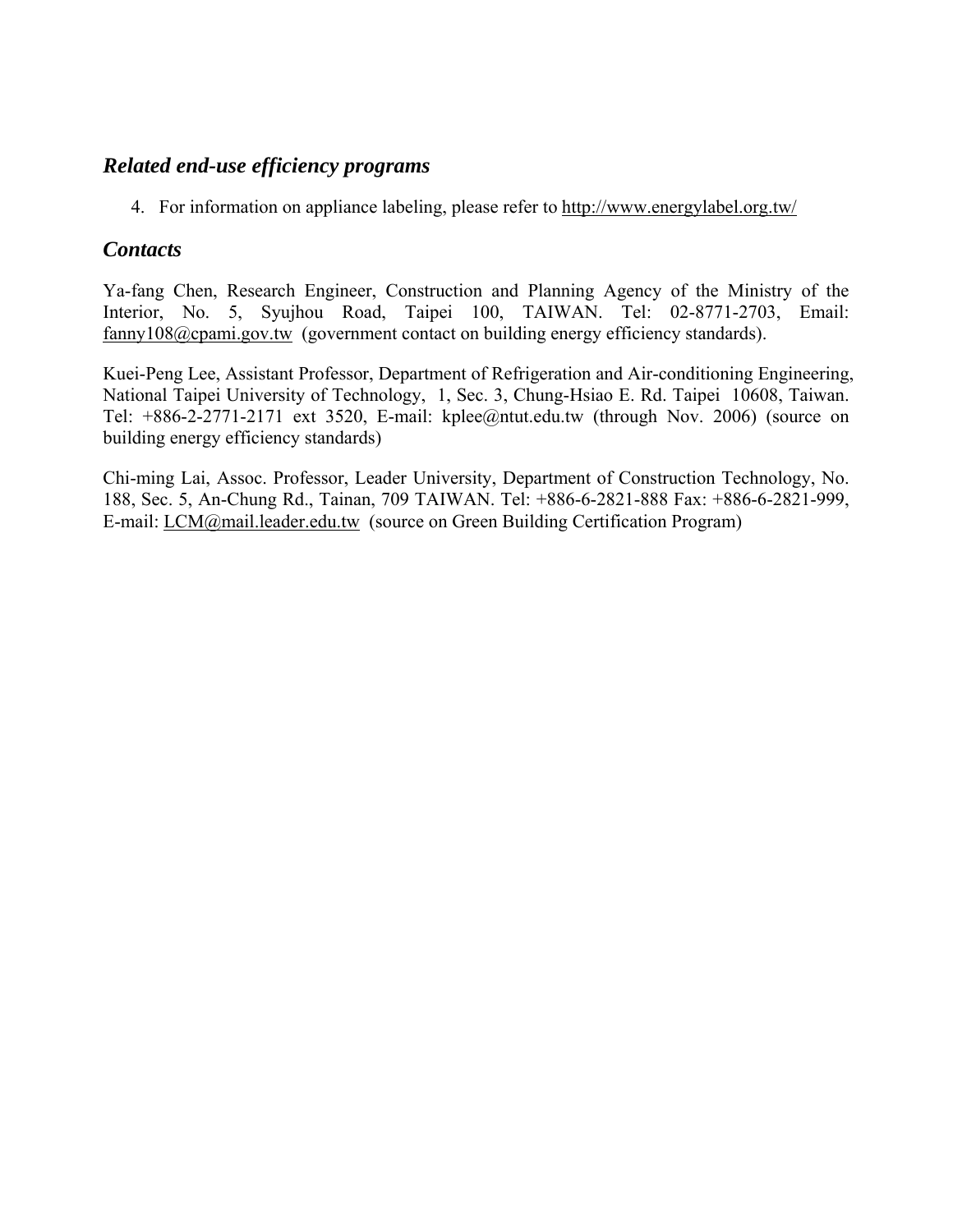### *Related end-use efficiency programs*

4. For information on appliance labeling, please refer to http://www.energylabel.org.tw/

### *Contacts*

Ya-fang Chen, Research Engineer, Construction and Planning Agency of the Ministry of the Interior, No. 5, Syujhou Road, Taipei 100, TAIWAN. Tel: 02-8771-2703, Email: fanny108@cpami.gov.tw (government contact on building energy efficiency standards).

Kuei-Peng Lee, Assistant Professor, Department of Refrigeration and Air-conditioning Engineering, National Taipei University of Technology, 1, Sec. 3, Chung-Hsiao E. Rd. Taipei 10608, Taiwan. Tel: +886-2-2771-2171 ext 3520, E-mail: kplee@ntut.edu.tw (through Nov. 2006) (source on building energy efficiency standards)

Chi-ming Lai, Assoc. Professor, Leader University, Department of Construction Technology, No. 188, Sec. 5, An-Chung Rd., Tainan, 709 TAIWAN. Tel: +886-6-2821-888 Fax: +886-6-2821-999, E-mail: LCM@mail.leader.edu.tw (source on Green Building Certification Program)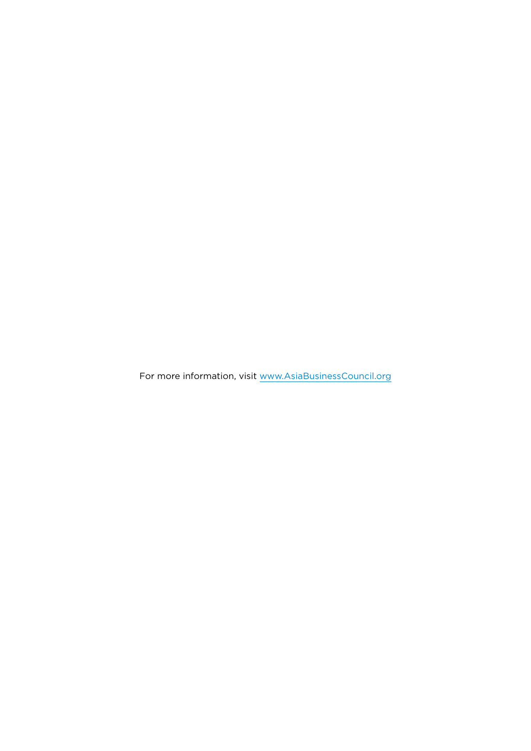For more information, visit www.AsiaBusinessCouncil.org